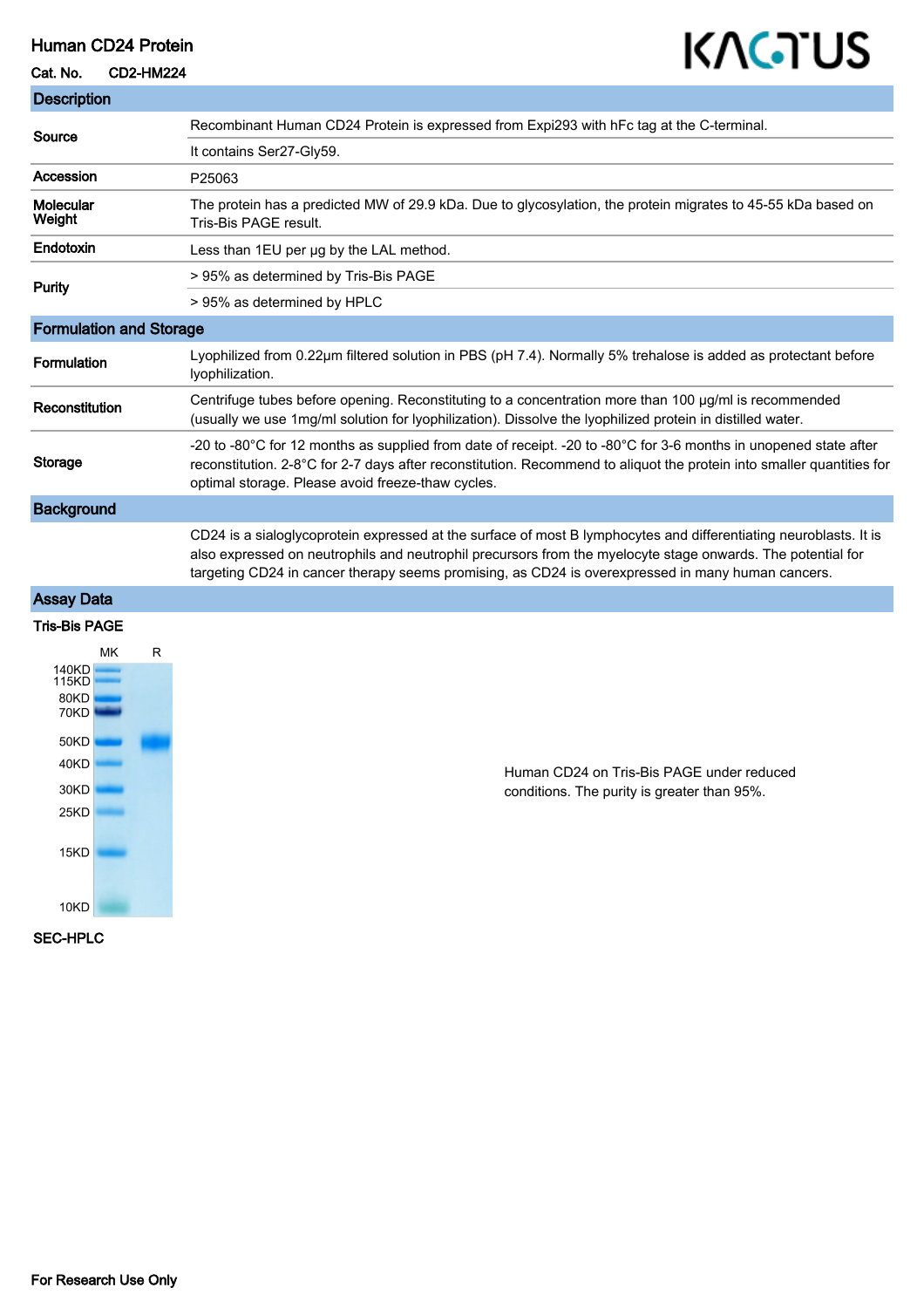# Human CD24 Protein

**Cat. No.** CD2-HM224

KACTUS

## Description

| | |
|---|---|
| **Source** | Recombinant Human CD24 Protein is expressed from Expi293 with hFc tag at the C-terminal. |
| | It contains Ser27-Gly59. |
| **Accession** | P25063 |
| **Molecular Weight** | The protein has a predicted MW of 29.9 kDa. Due to glycosylation, the protein migrates to 45-55 kDa based on Tris-Bis PAGE result. |
| **Endotoxin** | Less than 1EU per μg by the LAL method. |
| **Purity** | > 95% as determined by Tris-Bis PAGE |
| | > 95% as determined by HPLC |

## Formulation and Storage

| | |
|---|---|
| **Formulation** | Lyophilized from 0.22μm filtered solution in PBS (pH 7.4). Normally 5% trehalose is added as protectant before lyophilization. |
| **Reconstitution** | Centrifuge tubes before opening. Reconstituting to a concentration more than 100 μg/ml is recommended (usually we use 1mg/ml solution for lyophilization). Dissolve the lyophilized protein in distilled water. |
| **Storage** | -20 to -80°C for 12 months as supplied from date of receipt. -20 to -80°C for 3-6 months in unopened state after reconstitution. 2-8°C for 2-7 days after reconstitution. Recommend to aliquot the protein into smaller quantities for optimal storage. Please avoid freeze-thaw cycles. |

## Background

CD24 is a sialoglycoprotein expressed at the surface of most B lymphocytes and differentiating neuroblasts. It is also expressed on neutrophils and neutrophil precursors from the myelocyte stage onwards. The potential for targeting CD24 in cancer therapy seems promising, as CD24 is overexpressed in many human cancers.

## Assay Data

### Tris-Bis PAGE

MK R

140KD
115KD
80KD
70KD
50KD
40KD
30KD
25KD
15KD
10KD

Human CD24 on Tris-Bis PAGE under reduced conditions. The purity is greater than 95%.

### SEC-HPLC

For Research Use Only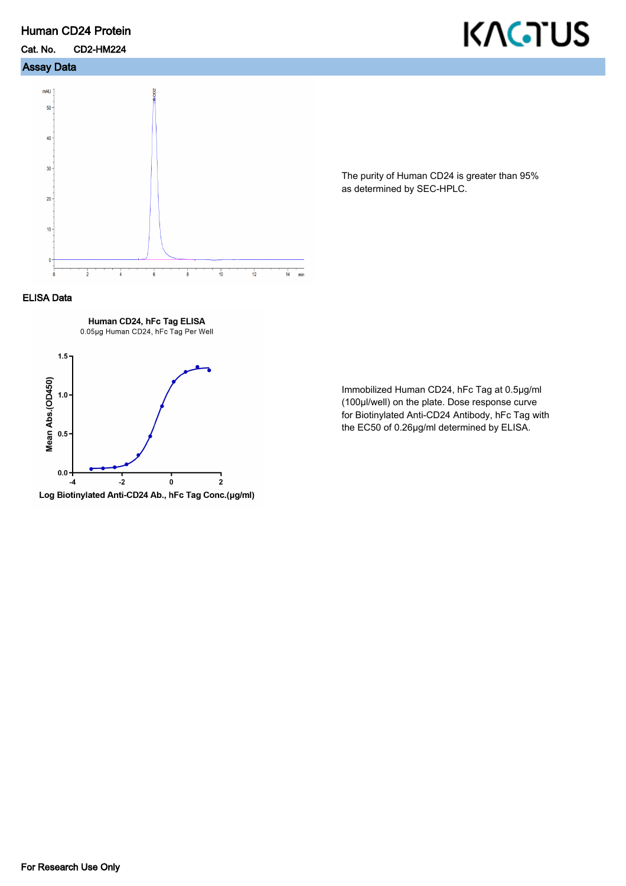Human CD24 Protein

Cat. No. CD2-HM224

KACTUS

## Assay Data

mAU
50
40
30
20
10
0
0 2 4 6 8 10 12 14 min

The purity of Human CD24 is greater than 95% as determined by SEC-HPLC.

## ELISA Data

Human CD24, hFc Tag ELISA
0.05μg Human CD24, hFc Tag Per Well

Mean Abs.(OD450)
1.5
1.0
0.5
0.0
-4 -2 0 2
Log Biotinylated Anti-CD24 Ab., hFc Tag Conc.(μg/ml)

Immobilized Human CD24, hFc Tag at 0.5μg/ml (100μl/well) on the plate. Dose response curve for Biotinylated Anti-CD24 Antibody, hFc Tag with the EC50 of 0.26μg/ml determined by ELISA.

For Research Use Only